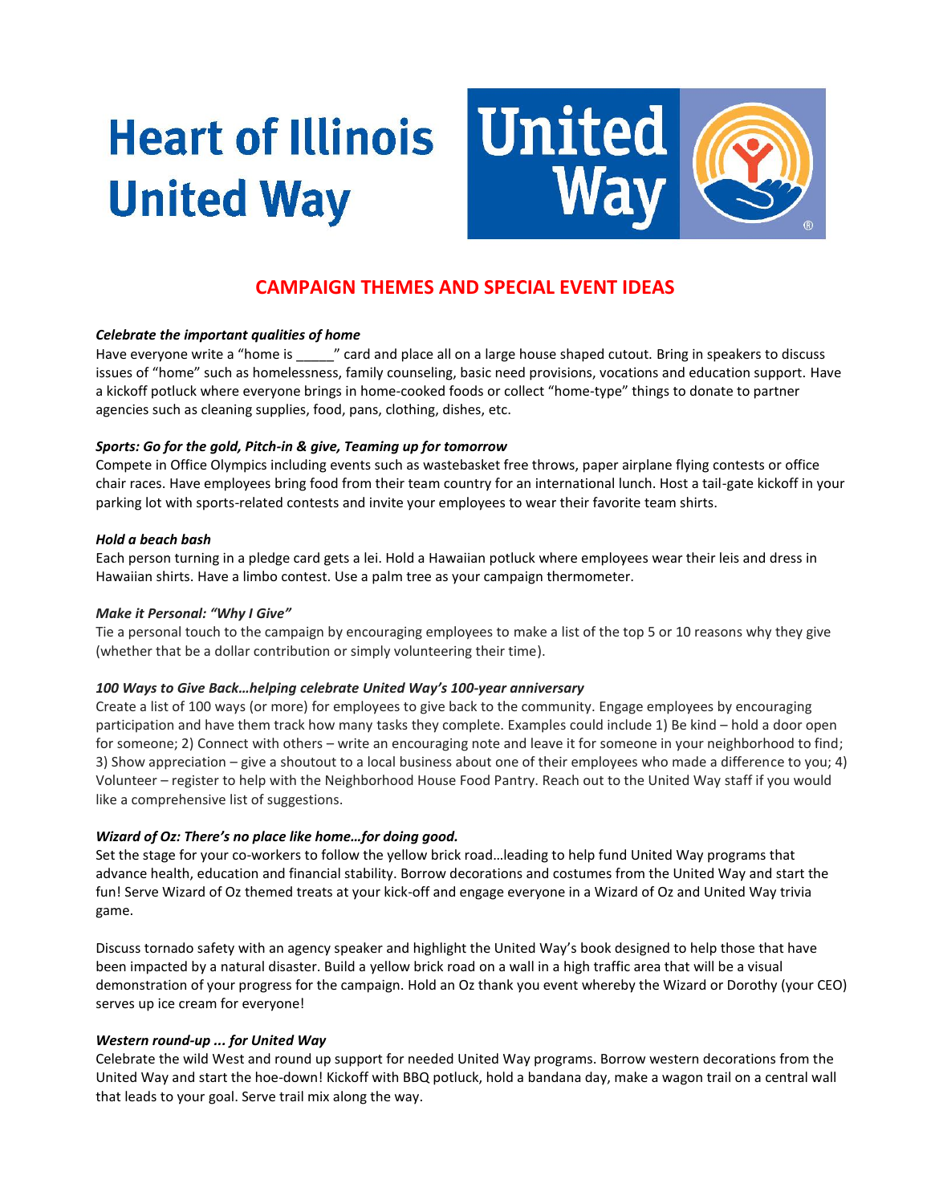# Heart of Illinois United Way

## CAMPAIGN THEMES AND SPECIAL EVENT IDEAS

***Celebrate the important qualities of home***

Have everyone write a "home is _____" card and place all on a large house shaped cutout. Bring in speakers to discuss issues of "home" such as homelessness, family counseling, basic need provisions, vocations and education support. Have a kickoff potluck where everyone brings in home-cooked foods or collect "home-type" things to donate to partner agencies such as cleaning supplies, food, pans, clothing, dishes, etc.

***Sports: Go for the gold, Pitch-in & give, Teaming up for tomorrow***

Compete in Office Olympics including events such as wastebasket free throws, paper airplane flying contests or office chair races. Have employees bring food from their team country for an international lunch. Host a tail-gate kickoff in your parking lot with sports-related contests and invite your employees to wear their favorite team shirts.

***Hold a beach bash***

Each person turning in a pledge card gets a lei. Hold a Hawaiian potluck where employees wear their leis and dress in Hawaiian shirts. Have a limbo contest. Use a palm tree as your campaign thermometer.

***Make it Personal: "Why I Give"***

Tie a personal touch to the campaign by encouraging employees to make a list of the top 5 or 10 reasons why they give (whether that be a dollar contribution or simply volunteering their time).

***100 Ways to Give Back…helping celebrate United Way's 100-year anniversary***

Create a list of 100 ways (or more) for employees to give back to the community. Engage employees by encouraging participation and have them track how many tasks they complete. Examples could include 1) Be kind – hold a door open for someone; 2) Connect with others – write an encouraging note and leave it for someone in your neighborhood to find; 3) Show appreciation – give a shoutout to a local business about one of their employees who made a difference to you; 4) Volunteer – register to help with the Neighborhood House Food Pantry. Reach out to the United Way staff if you would like a comprehensive list of suggestions.

***Wizard of Oz: There's no place like home…for doing good.***

Set the stage for your co-workers to follow the yellow brick road…leading to help fund United Way programs that advance health, education and financial stability. Borrow decorations and costumes from the United Way and start the fun! Serve Wizard of Oz themed treats at your kick-off and engage everyone in a Wizard of Oz and United Way trivia game.

Discuss tornado safety with an agency speaker and highlight the United Way's book designed to help those that have been impacted by a natural disaster. Build a yellow brick road on a wall in a high traffic area that will be a visual demonstration of your progress for the campaign. Hold an Oz thank you event whereby the Wizard or Dorothy (your CEO) serves up ice cream for everyone!

***Western round-up ... for United Way***

Celebrate the wild West and round up support for needed United Way programs. Borrow western decorations from the United Way and start the hoe-down! Kickoff with BBQ potluck, hold a bandana day, make a wagon trail on a central wall that leads to your goal. Serve trail mix along the way.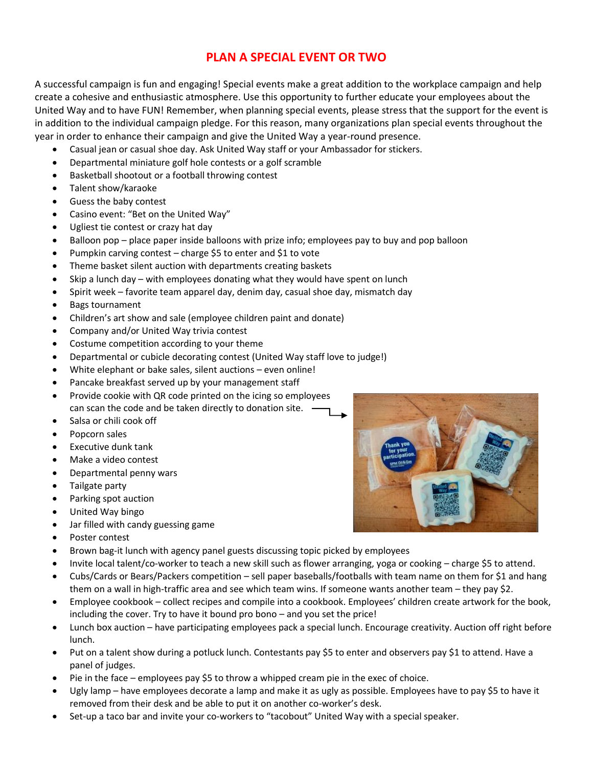# PLAN A SPECIAL EVENT OR TWO

A successful campaign is fun and engaging! Special events make a great addition to the workplace campaign and help create a cohesive and enthusiastic atmosphere. Use this opportunity to further educate your employees about the United Way and to have FUN! Remember, when planning special events, please stress that the support for the event is in addition to the individual campaign pledge. For this reason, many organizations plan special events throughout the year in order to enhance their campaign and give the United Way a year-round presence.

- Casual jean or casual shoe day. Ask United Way staff or your Ambassador for stickers.
- Departmental miniature golf hole contests or a golf scramble
- Basketball shootout or a football throwing contest
- Talent show/karaoke
- Guess the baby contest
- Casino event: "Bet on the United Way"
- Ugliest tie contest or crazy hat day
- Balloon pop – place paper inside balloons with prize info; employees pay to buy and pop balloon
- Pumpkin carving contest – charge $5 to enter and $1 to vote
- Theme basket silent auction with departments creating baskets
- Skip a lunch day – with employees donating what they would have spent on lunch
- Spirit week – favorite team apparel day, denim day, casual shoe day, mismatch day
- Bags tournament
- Children's art show and sale (employee children paint and donate)
- Company and/or United Way trivia contest
- Costume competition according to your theme
- Departmental or cubicle decorating contest (United Way staff love to judge!)
- White elephant or bake sales, silent auctions – even online!
- Pancake breakfast served up by your management staff
- Provide cookie with QR code printed on the icing so employees can scan the code and be taken directly to donation site.
- Salsa or chili cook off
- Popcorn sales
- Executive dunk tank
- Make a video contest
- Departmental penny wars
- Tailgate party
- Parking spot auction
- United Way bingo
- Jar filled with candy guessing game
- Poster contest
- Brown bag-it lunch with agency panel guests discussing topic picked by employees
- Invite local talent/co-worker to teach a new skill such as flower arranging, yoga or cooking – charge $5 to attend.
- Cubs/Cards or Bears/Packers competition – sell paper baseballs/footballs with team name on them for $1 and hang them on a wall in high-traffic area and see which team wins. If someone wants another team – they pay $2.
- Employee cookbook – collect recipes and compile into a cookbook. Employees' children create artwork for the book, including the cover. Try to have it bound pro bono – and you set the price!
- Lunch box auction – have participating employees pack a special lunch. Encourage creativity. Auction off right before lunch.
- Put on a talent show during a potluck lunch. Contestants pay $5 to enter and observers pay $1 to attend. Have a panel of judges.
- Pie in the face – employees pay $5 to throw a whipped cream pie in the exec of choice.
- Ugly lamp – have employees decorate a lamp and make it as ugly as possible. Employees have to pay $5 to have it removed from their desk and be able to put it on another co-worker's desk.
- Set-up a taco bar and invite your co-workers to "tacobout" United Way with a special speaker.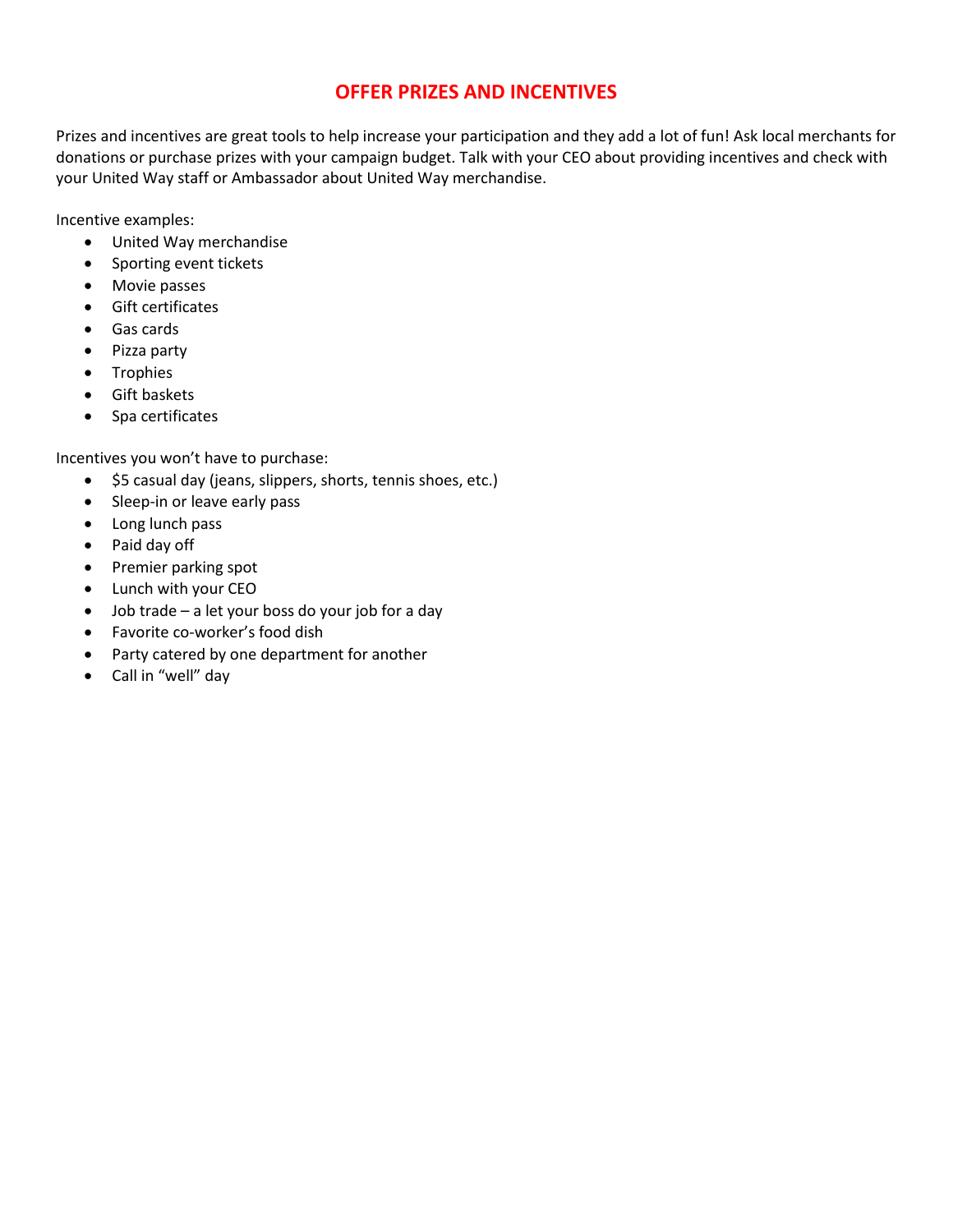## OFFER PRIZES AND INCENTIVES

Prizes and incentives are great tools to help increase your participation and they add a lot of fun! Ask local merchants for donations or purchase prizes with your campaign budget. Talk with your CEO about providing incentives and check with your United Way staff or Ambassador about United Way merchandise.

Incentive examples:

- United Way merchandise
- Sporting event tickets
- Movie passes
- Gift certificates
- Gas cards
- Pizza party
- Trophies
- Gift baskets
- Spa certificates

Incentives you won't have to purchase:

- $5 casual day (jeans, slippers, shorts, tennis shoes, etc.)
- Sleep-in or leave early pass
- Long lunch pass
- Paid day off
- Premier parking spot
- Lunch with your CEO
- Job trade – a let your boss do your job for a day
- Favorite co-worker's food dish
- Party catered by one department for another
- Call in "well" day